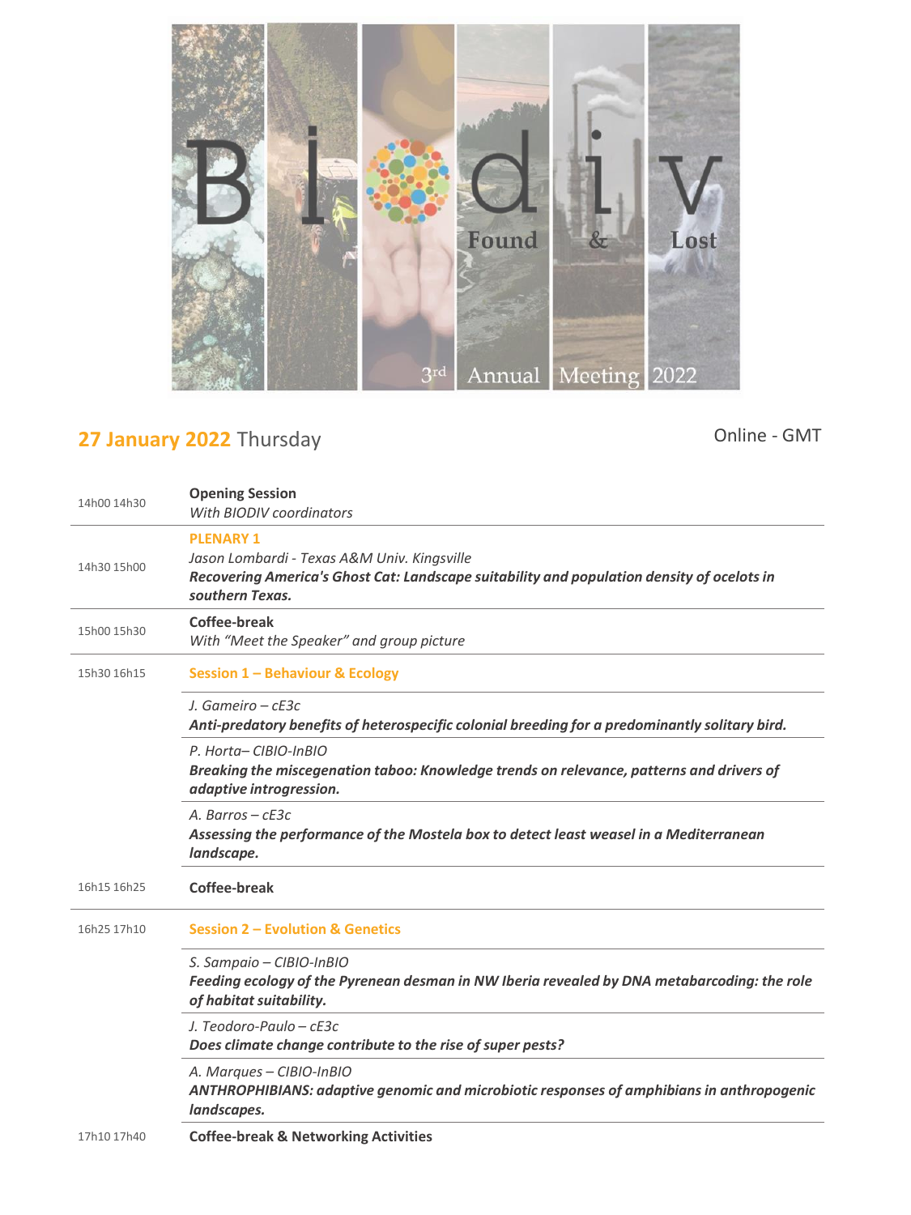# BIODIV Found & Lost

3rd Annual Meeting 2022

## 27 January 2022 Thursday

Online - GMT

| Time | Programme |
| --- | --- |
| 14h00 14h30 | **Opening Session**<br>*With BIODIV coordinators* |
| 14h30 15h00 | **PLENARY 1**<br>*Jason Lombardi - Texas A&M Univ. Kingsville*<br>***Recovering America's Ghost Cat: Landscape suitability and population density of ocelots in southern Texas.*** |
| 15h00 15h30 | **Coffee-break**<br>*With "Meet the Speaker" and group picture* |
| 15h30 16h15 | **Session 1 – Behaviour & Ecology** |
| | *J. Gameiro – cE3c*<br>***Anti-predatory benefits of heterospecific colonial breeding for a predominantly solitary bird.*** |
| | *P. Horta– CIBIO-InBIO*<br>***Breaking the miscegenation taboo: Knowledge trends on relevance, patterns and drivers of adaptive introgression.*** |
| | *A. Barros – cE3c*<br>***Assessing the performance of the Mostela box to detect least weasel in a Mediterranean landscape.*** |
| 16h15 16h25 | **Coffee-break** |
| 16h25 17h10 | **Session 2 – Evolution & Genetics** |
| | *S. Sampaio – CIBIO-InBIO*<br>***Feeding ecology of the Pyrenean desman in NW Iberia revealed by DNA metabarcoding: the role of habitat suitability.*** |
| | *J. Teodoro-Paulo – cE3c*<br>***Does climate change contribute to the rise of super pests?*** |
| | *A. Marques – CIBIO-InBIO*<br>***ANTHROPHIBIANS: adaptive genomic and microbiotic responses of amphibians in anthropogenic landscapes.*** |
| 17h10 17h40 | **Coffee-break & Networking Activities** |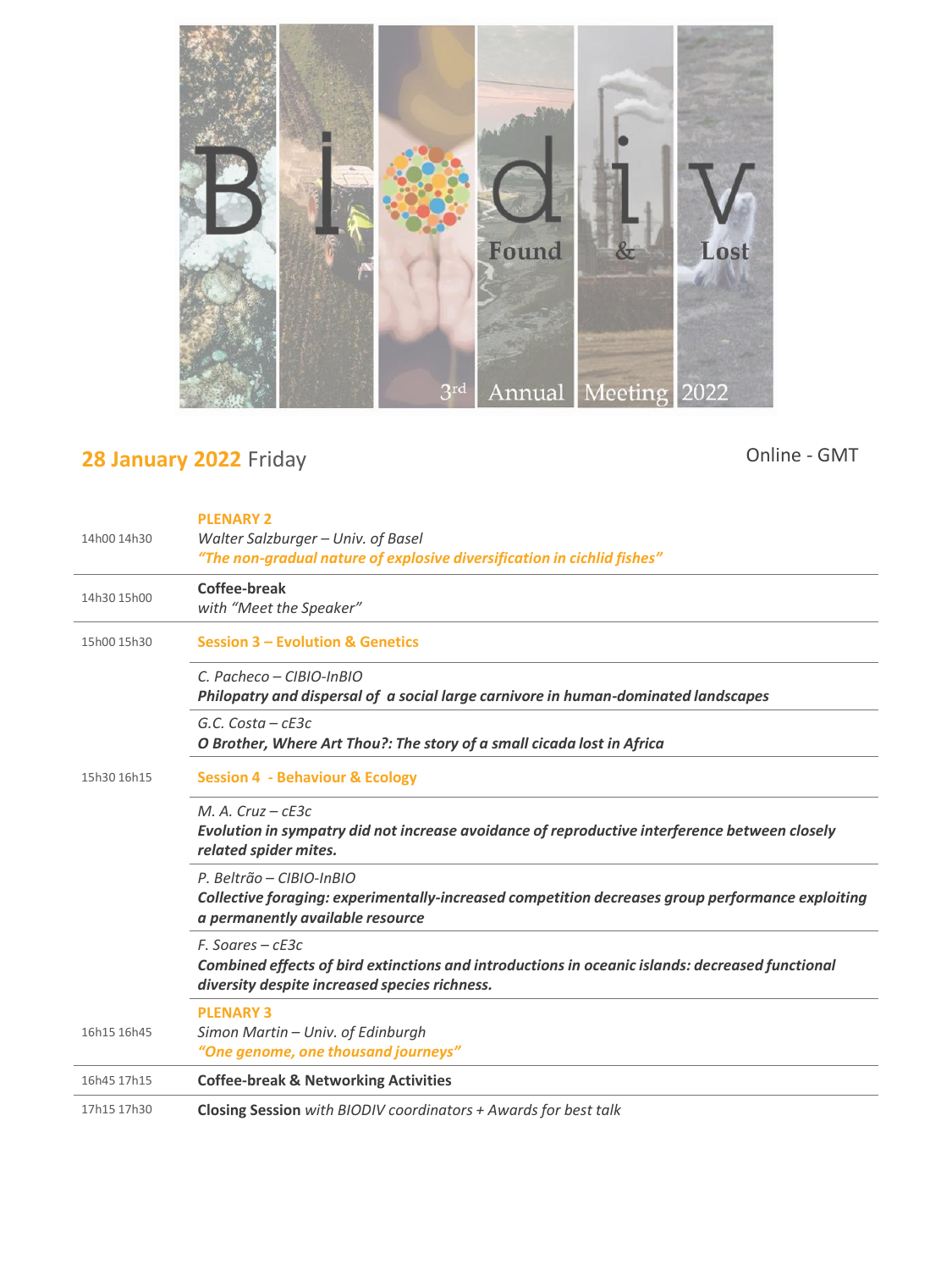# Biodiv Found & Lost

3rd Annual Meeting 2022

## **28 January 2022** Friday

Online - GMT

| | |
|---|---|
| 14h00 14h30 | **PLENARY 2**<br>*Walter Salzburger – Univ. of Basel*<br>***"The non-gradual nature of explosive diversification in cichlid fishes"*** |
| 14h30 15h00 | **Coffee-break**<br>*with "Meet the Speaker"* |
| 15h00 15h30 | **Session 3 – Evolution & Genetics** |
| | *C. Pacheco – CIBIO-InBIO*<br>***Philopatry and dispersal of a social large carnivore in human-dominated landscapes*** |
| | *G.C. Costa – cE3c*<br>***O Brother, Where Art Thou?: The story of a small cicada lost in Africa*** |
| 15h30 16h15 | **Session 4 - Behaviour & Ecology** |
| | *M. A. Cruz – cE3c*<br>***Evolution in sympatry did not increase avoidance of reproductive interference between closely related spider mites.*** |
| | *P. Beltrão – CIBIO-InBIO*<br>***Collective foraging: experimentally-increased competition decreases group performance exploiting a permanently available resource*** |
| | *F. Soares – cE3c*<br>***Combined effects of bird extinctions and introductions in oceanic islands: decreased functional diversity despite increased species richness.*** |
| 16h15 16h45 | **PLENARY 3**<br>*Simon Martin – Univ. of Edinburgh*<br>***"One genome, one thousand journeys"*** |
| 16h45 17h15 | **Coffee-break & Networking Activities** |
| 17h15 17h30 | **Closing Session** *with BIODIV coordinators + Awards for best talk* |